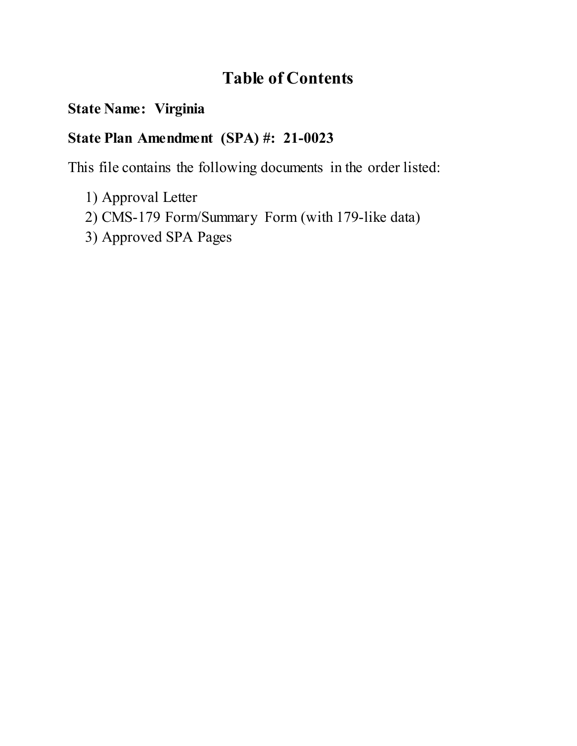# Table of Contents

**State Name: Virginia**

**State Plan Amendment (SPA) #: 21-0023**

This file contains the following documents in the order listed:

1) Approval Letter
2) CMS-179 Form/Summary Form (with 179-like data)
3) Approved SPA Pages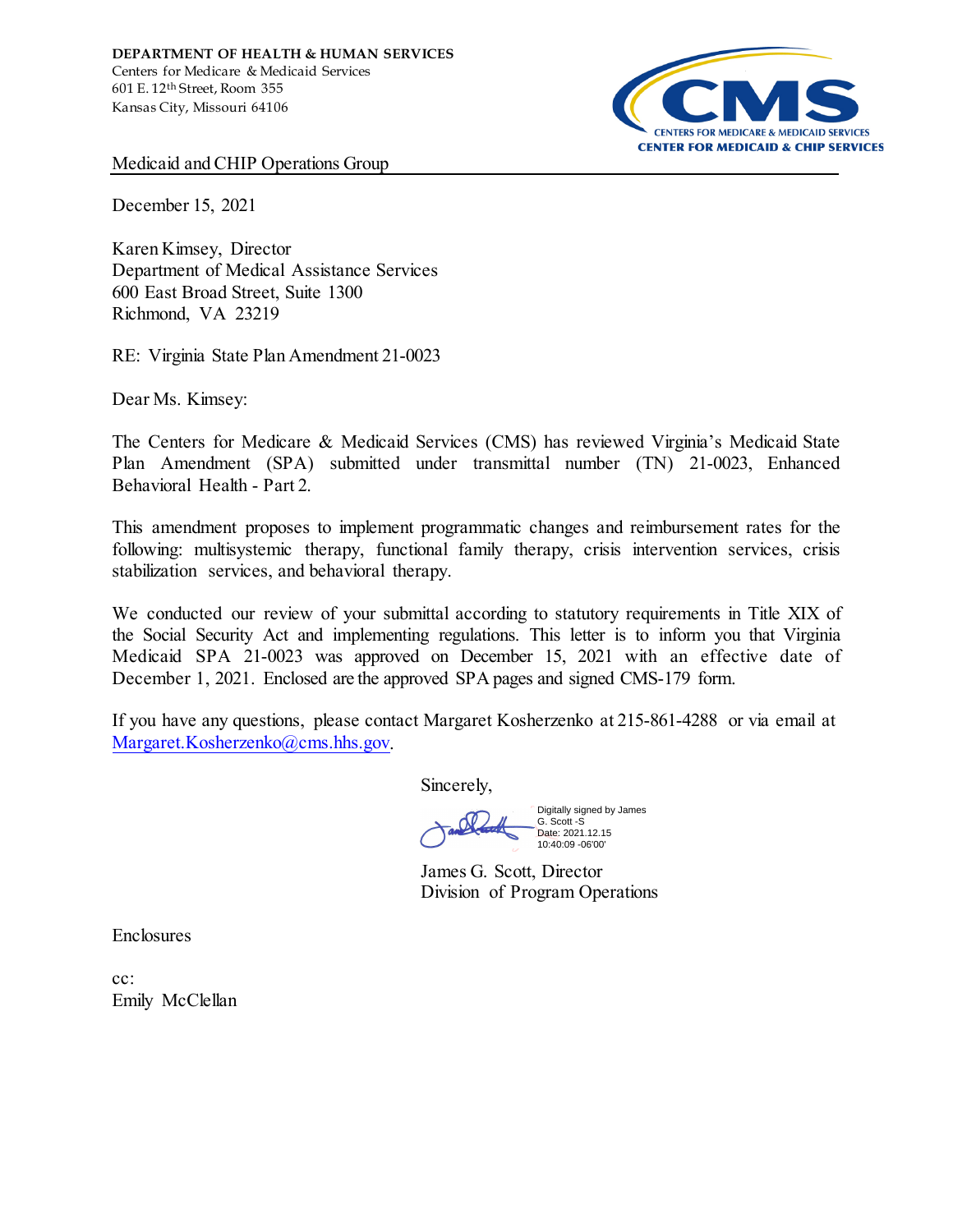DEPARTMENT OF HEALTH & HUMAN SERVICES
Centers for Medicare & Medicaid Services
601 E. 12th Street, Room 355
Kansas City, Missouri 64106

CMS
CENTERS FOR MEDICARE & MEDICAID SERVICES
CENTER FOR MEDICAID & CHIP SERVICES

Medicaid and CHIP Operations Group

December 15, 2021

Karen Kimsey, Director
Department of Medical Assistance Services
600 East Broad Street, Suite 1300
Richmond, VA 23219

RE: Virginia State Plan Amendment 21-0023

Dear Ms. Kimsey:

The Centers for Medicare & Medicaid Services (CMS) has reviewed Virginia's Medicaid State Plan Amendment (SPA) submitted under transmittal number (TN) 21-0023, Enhanced Behavioral Health - Part 2.

This amendment proposes to implement programmatic changes and reimbursement rates for the following: multisystemic therapy, functional family therapy, crisis intervention services, crisis stabilization services, and behavioral therapy.

We conducted our review of your submittal according to statutory requirements in Title XIX of the Social Security Act and implementing regulations. This letter is to inform you that Virginia Medicaid SPA 21-0023 was approved on December 15, 2021 with an effective date of December 1, 2021. Enclosed are the approved SPA pages and signed CMS-179 form.

If you have any questions, please contact Margaret Kosherzenko at 215-861-4288 or via email at Margaret.Kosherzenko@cms.hhs.gov.

Sincerely,

Digitally signed by James G. Scott -S
Date: 2021.12.15 10:40:09 -06'00'

James G. Scott, Director
Division of Program Operations

Enclosures

cc:
Emily McClellan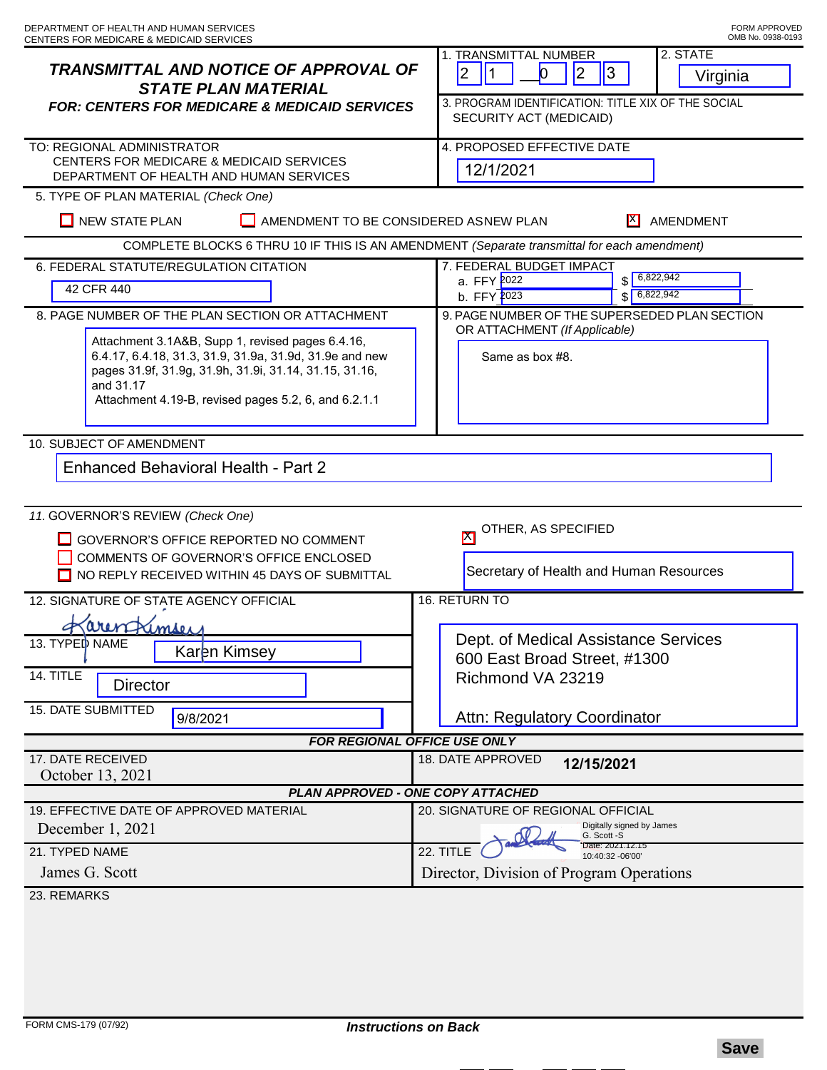DEPARTMENT OF HEALTH AND HUMAN SERVICES
CENTERS FOR MEDICARE & MEDICAID SERVICES

FORM APPROVED
OMB No. 0938-0193

# TRANSMITTAL AND NOTICE OF APPROVAL OF STATE PLAN MATERIAL

**FOR: CENTERS FOR MEDICARE & MEDICAID SERVICES**

1. TRANSMITTAL NUMBER: 2 1 — 0 2 3
2. STATE: Virginia
3. PROGRAM IDENTIFICATION: TITLE XIX OF THE SOCIAL SECURITY ACT (MEDICAID)

TO: REGIONAL ADMINISTRATOR
CENTERS FOR MEDICARE & MEDICAID SERVICES
DEPARTMENT OF HEALTH AND HUMAN SERVICES

4. PROPOSED EFFECTIVE DATE: 12/1/2021

5. TYPE OF PLAN MATERIAL *(Check One)*

- [ ] NEW STATE PLAN
- [ ] AMENDMENT TO BE CONSIDERED AS NEW PLAN
- [X] AMENDMENT

COMPLETE BLOCKS 6 THRU 10 IF THIS IS AN AMENDMENT *(Separate transmittal for each amendment)*

6. FEDERAL STATUTE/REGULATION CITATION: 42 CFR 440

7. FEDERAL BUDGET IMPACT
   - a. FFY 2022 $ 6,822,942
   - b. FFY 2023 $ 6,822,942

8. PAGE NUMBER OF THE PLAN SECTION OR ATTACHMENT:
Attachment 3.1A&B, Supp 1, revised pages 6.4.16, 6.4.17, 6.4.18, 31.3, 31.9, 31.9a, 31.9d, 31.9e and new pages 31.9f, 31.9g, 31.9h, 31.9i, 31.14, 31.15, 31.16, and 31.17
Attachment 4.19-B, revised pages 5.2, 6, and 6.2.1.1

9. PAGE NUMBER OF THE SUPERSEDED PLAN SECTION OR ATTACHMENT *(If Applicable)*: Same as box #8.

10. SUBJECT OF AMENDMENT: Enhanced Behavioral Health - Part 2

11. GOVERNOR'S REVIEW *(Check One)*

- [ ] GOVERNOR'S OFFICE REPORTED NO COMMENT
- [ ] COMMENTS OF GOVERNOR'S OFFICE ENCLOSED
- [ ] NO REPLY RECEIVED WITHIN 45 DAYS OF SUBMITTAL
- [X] OTHER, AS SPECIFIED: Secretary of Health and Human Resources

12. SIGNATURE OF STATE AGENCY OFFICIAL: Karen Kimsey

13. TYPED NAME: Karen Kimsey

14. TITLE: Director

15. DATE SUBMITTED: 9/8/2021

16. RETURN TO:
Dept. of Medical Assistance Services
600 East Broad Street, #1300
Richmond VA 23219
Attn: Regulatory Coordinator

**FOR REGIONAL OFFICE USE ONLY**

17. DATE RECEIVED: October 13, 2021

18. DATE APPROVED: 12/15/2021

**PLAN APPROVED - ONE COPY ATTACHED**

19. EFFECTIVE DATE OF APPROVED MATERIAL: December 1, 2021

20. SIGNATURE OF REGIONAL OFFICIAL: Digitally signed by James G. Scott -S Date: 2021.12.15 10:40:32 -06'00'

21. TYPED NAME: James G. Scott

22. TITLE: Director, Division of Program Operations

23. REMARKS

FORM CMS-179 (07/92)

***Instructions on Back***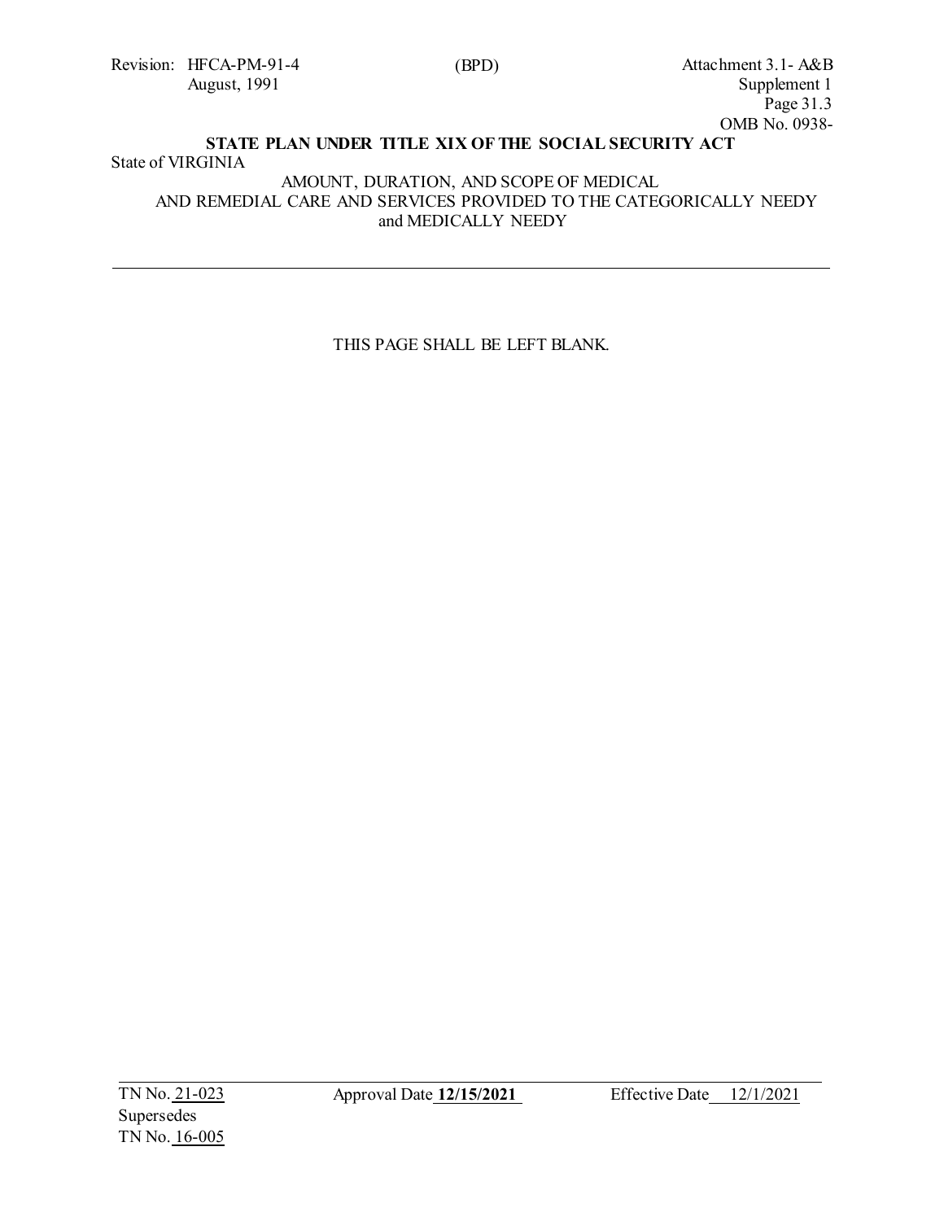**STATE PLAN UNDER TITLE XIX OF THE SOCIAL SECURITY ACT**

State of VIRGINIA

AMOUNT, DURATION, AND SCOPE OF MEDICAL AND REMEDIAL CARE AND SERVICES PROVIDED TO THE CATEGORICALLY NEEDY and MEDICALLY NEEDY

---

THIS PAGE SHALL BE LEFT BLANK.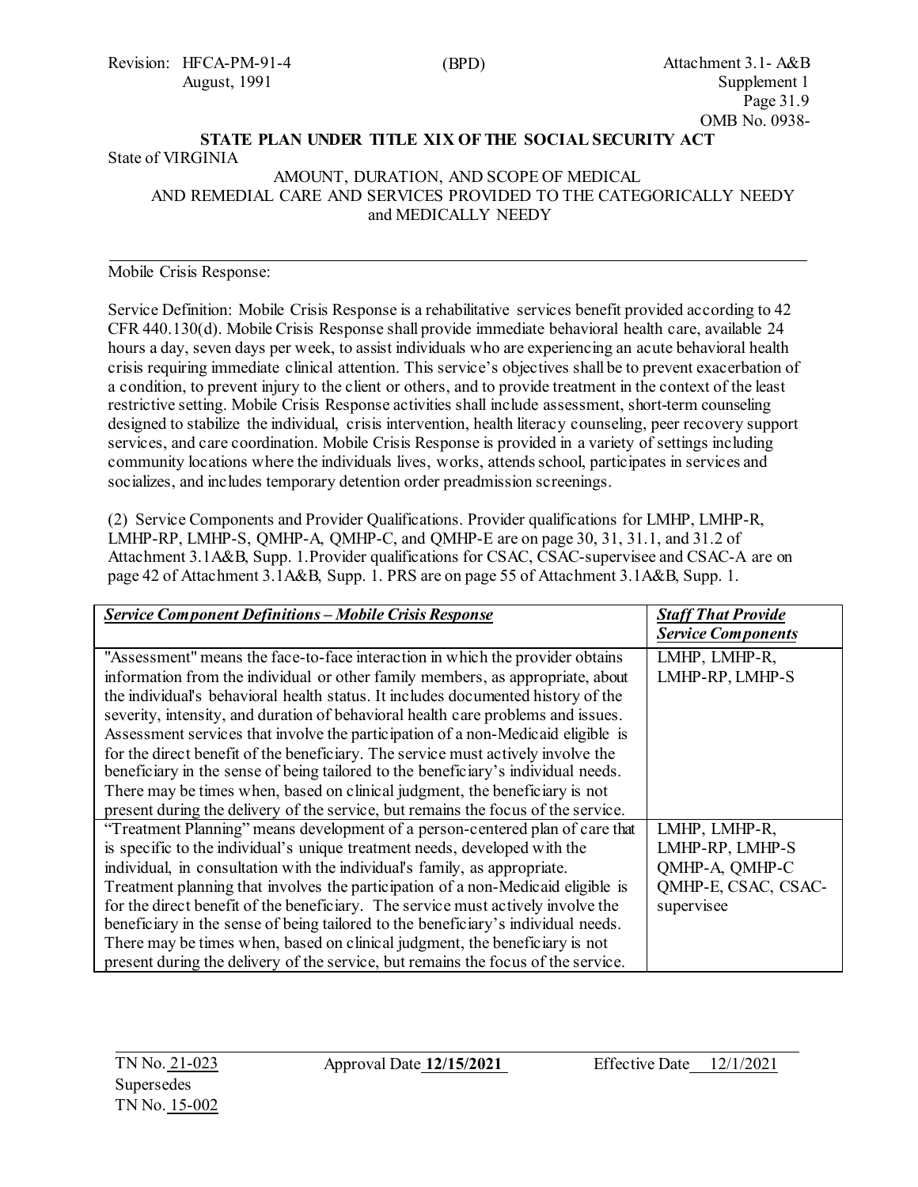**STATE PLAN UNDER TITLE XIX OF THE SOCIAL SECURITY ACT**

State of VIRGINIA

AMOUNT, DURATION, AND SCOPE OF MEDICAL AND REMEDIAL CARE AND SERVICES PROVIDED TO THE CATEGORICALLY NEEDY and MEDICALLY NEEDY

---

Mobile Crisis Response:

Service Definition: Mobile Crisis Response is a rehabilitative services benefit provided according to 42 CFR 440.130(d). Mobile Crisis Response shall provide immediate behavioral health care, available 24 hours a day, seven days per week, to assist individuals who are experiencing an acute behavioral health crisis requiring immediate clinical attention. This service's objectives shall be to prevent exacerbation of a condition, to prevent injury to the client or others, and to provide treatment in the context of the least restrictive setting. Mobile Crisis Response activities shall include assessment, short-term counseling designed to stabilize the individual, crisis intervention, health literacy counseling, peer recovery support services, and care coordination. Mobile Crisis Response is provided in a variety of settings including community locations where the individuals lives, works, attends school, participates in services and socializes, and includes temporary detention order preadmission screenings.

(2) Service Components and Provider Qualifications. Provider qualifications for LMHP, LMHP-R, LMHP-RP, LMHP-S, QMHP-A, QMHP-C, and QMHP-E are on page 30, 31, 31.1, and 31.2 of Attachment 3.1A&B, Supp. 1.Provider qualifications for CSAC, CSAC-supervisee and CSAC-A are on page 42 of Attachment 3.1A&B, Supp. 1. PRS are on page 55 of Attachment 3.1A&B, Supp. 1.

| ***Service Component Definitions – Mobile Crisis Response*** | ***Staff That Provide Service Components*** |
|---|---|
| "Assessment" means the face-to-face interaction in which the provider obtains information from the individual or other family members, as appropriate, about the individual's behavioral health status. It includes documented history of the severity, intensity, and duration of behavioral health care problems and issues. Assessment services that involve the participation of a non-Medicaid eligible is for the direct benefit of the beneficiary. The service must actively involve the beneficiary in the sense of being tailored to the beneficiary's individual needs. There may be times when, based on clinical judgment, the beneficiary is not present during the delivery of the service, but remains the focus of the service. | LMHP, LMHP-R, LMHP-RP, LMHP-S |
| "Treatment Planning" means development of a person-centered plan of care that is specific to the individual's unique treatment needs, developed with the individual, in consultation with the individual's family, as appropriate. Treatment planning that involves the participation of a non-Medicaid eligible is for the direct benefit of the beneficiary. The service must actively involve the beneficiary in the sense of being tailored to the beneficiary's individual needs. There may be times when, based on clinical judgment, the beneficiary is not present during the delivery of the service, but remains the focus of the service. | LMHP, LMHP-R, LMHP-RP, LMHP-S QMHP-A, QMHP-C QMHP-E, CSAC, CSAC-supervisee |

TN No. 21-023 Approval Date **12/15/2021** Effective Date 12/1/2021
Supersedes
TN No. 15-002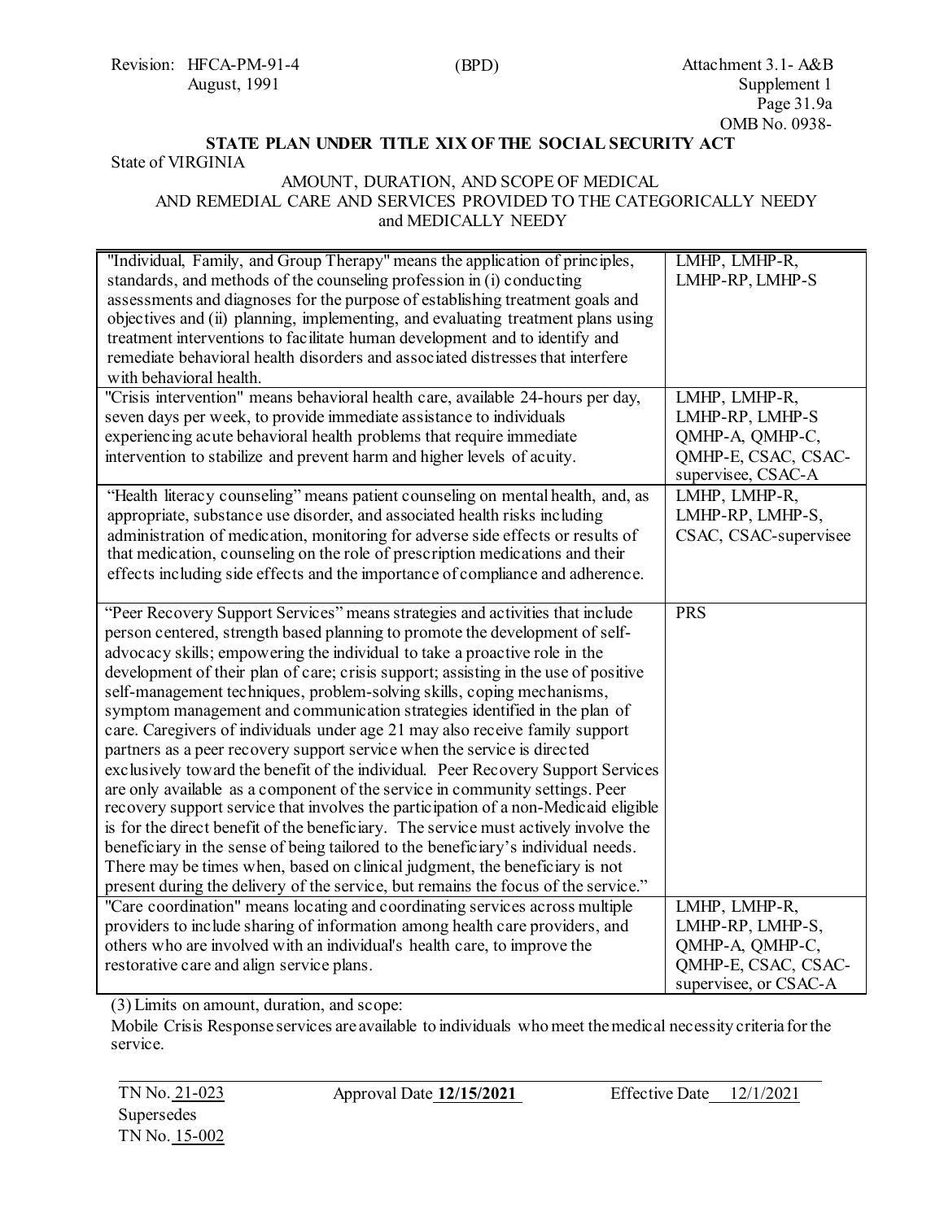Revision: HFCA-PM-91-4 (BPD) Attachment 3.1- A&B
August, 1991 Supplement 1
Page 31.9a
OMB No. 0938-

**STATE PLAN UNDER TITLE XIX OF THE SOCIAL SECURITY ACT**

State of VIRGINIA

AMOUNT, DURATION, AND SCOPE OF MEDICAL AND REMEDIAL CARE AND SERVICES PROVIDED TO THE CATEGORICALLY NEEDY and MEDICALLY NEEDY

| | |
|---|---|
| "Individual, Family, and Group Therapy" means the application of principles, standards, and methods of the counseling profession in (i) conducting assessments and diagnoses for the purpose of establishing treatment goals and objectives and (ii) planning, implementing, and evaluating treatment plans using treatment interventions to facilitate human development and to identify and remediate behavioral health disorders and associated distresses that interfere with behavioral health. | LMHP, LMHP-R, LMHP-RP, LMHP-S |
| "Crisis intervention" means behavioral health care, available 24-hours per day, seven days per week, to provide immediate assistance to individuals experiencing acute behavioral health problems that require immediate intervention to stabilize and prevent harm and higher levels of acuity. | LMHP, LMHP-R, LMHP-RP, LMHP-S QMHP-A, QMHP-C, QMHP-E, CSAC, CSAC-supervisee, CSAC-A |
| "Health literacy counseling" means patient counseling on mental health, and, as appropriate, substance use disorder, and associated health risks including administration of medication, monitoring for adverse side effects or results of that medication, counseling on the role of prescription medications and their effects including side effects and the importance of compliance and adherence. | LMHP, LMHP-R, LMHP-RP, LMHP-S, CSAC, CSAC-supervisee |
| "Peer Recovery Support Services" means strategies and activities that include person centered, strength based planning to promote the development of self-advocacy skills; empowering the individual to take a proactive role in the development of their plan of care; crisis support; assisting in the use of positive self-management techniques, problem-solving skills, coping mechanisms, symptom management and communication strategies identified in the plan of care. Caregivers of individuals under age 21 may also receive family support partners as a peer recovery support service when the service is directed exclusively toward the benefit of the individual. Peer Recovery Support Services are only available as a component of the service in community settings. Peer recovery support service that involves the participation of a non-Medicaid eligible is for the direct benefit of the beneficiary. The service must actively involve the beneficiary in the sense of being tailored to the beneficiary's individual needs. There may be times when, based on clinical judgment, the beneficiary is not present during the delivery of the service, but remains the focus of the service." | PRS |
| "Care coordination" means locating and coordinating services across multiple providers to include sharing of information among health care providers, and others who are involved with an individual's health care, to improve the restorative care and align service plans. | LMHP, LMHP-R, LMHP-RP, LMHP-S, QMHP-A, QMHP-C, QMHP-E, CSAC, CSAC-supervisee, or CSAC-A |

(3) Limits on amount, duration, and scope:

Mobile Crisis Response services are available to individuals who meet the medical necessity criteria for the service.

TN No. 21-023 Approval Date **12/15/2021** Effective Date 12/1/2021
Supersedes
TN No. 15-002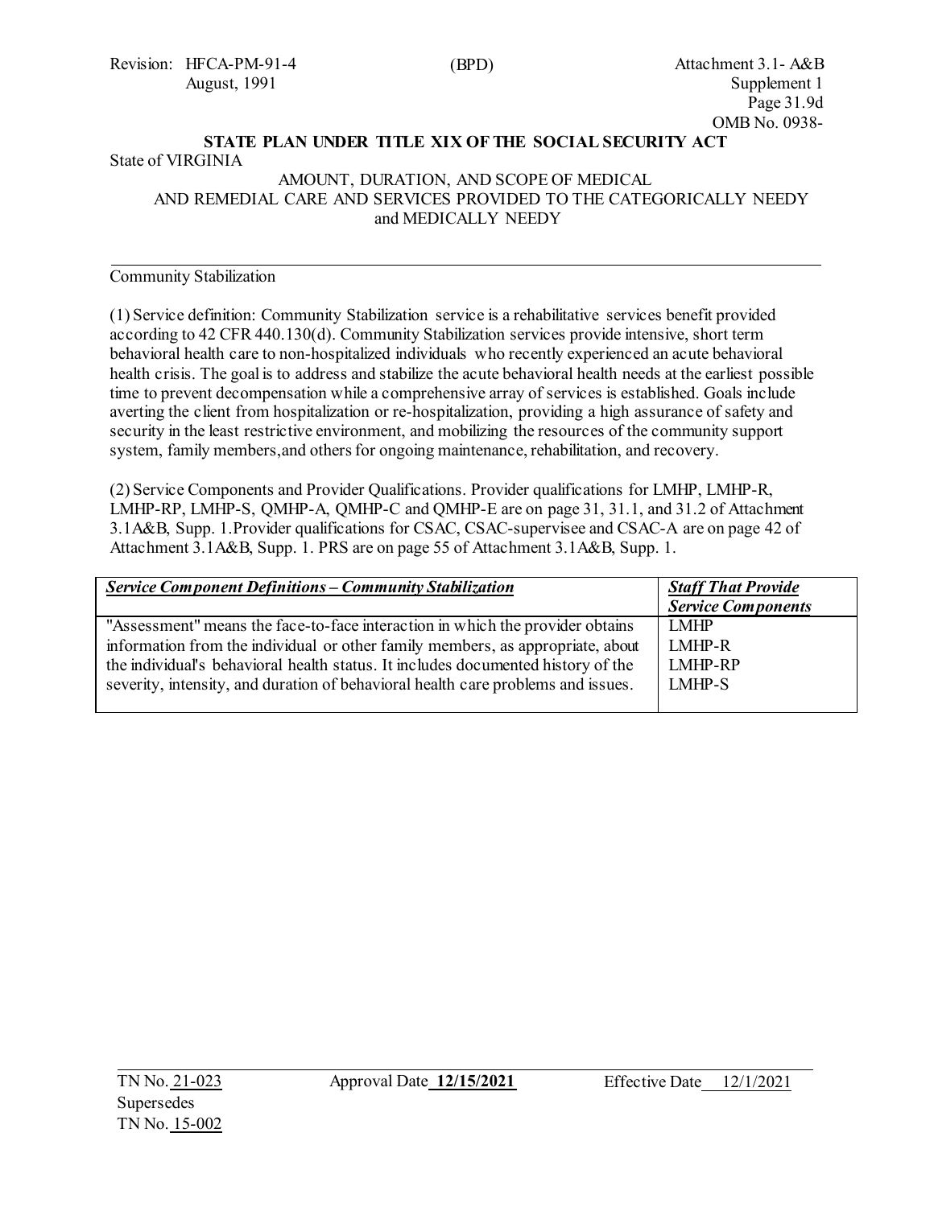**STATE PLAN UNDER TITLE XIX OF THE SOCIAL SECURITY ACT**

State of VIRGINIA

AMOUNT, DURATION, AND SCOPE OF MEDICAL AND REMEDIAL CARE AND SERVICES PROVIDED TO THE CATEGORICALLY NEEDY and MEDICALLY NEEDY

---

Community Stabilization

(1) Service definition: Community Stabilization service is a rehabilitative services benefit provided according to 42 CFR 440.130(d). Community Stabilization services provide intensive, short term behavioral health care to non-hospitalized individuals who recently experienced an acute behavioral health crisis. The goal is to address and stabilize the acute behavioral health needs at the earliest possible time to prevent decompensation while a comprehensive array of services is established. Goals include averting the client from hospitalization or re-hospitalization, providing a high assurance of safety and security in the least restrictive environment, and mobilizing the resources of the community support system, family members,and others for ongoing maintenance, rehabilitation, and recovery.

(2) Service Components and Provider Qualifications. Provider qualifications for LMHP, LMHP-R, LMHP-RP, LMHP-S, QMHP-A, QMHP-C and QMHP-E are on page 31, 31.1, and 31.2 of Attachment 3.1A&B, Supp. 1.Provider qualifications for CSAC, CSAC-supervisee and CSAC-A are on page 42 of Attachment 3.1A&B, Supp. 1. PRS are on page 55 of Attachment 3.1A&B, Supp. 1.

| ***Service Component Definitions – Community Stabilization*** | ***Staff That Provide Service Components*** |
|---|---|
| "Assessment" means the face-to-face interaction in which the provider obtains information from the individual or other family members, as appropriate, about the individual's behavioral health status. It includes documented history of the severity, intensity, and duration of behavioral health care problems and issues. | LMHP<br>LMHP-R<br>LMHP-RP<br>LMHP-S |

TN No. 21-023 Approval Date **12/15/2021** Effective Date 12/1/2021
Supersedes
TN No. 15-002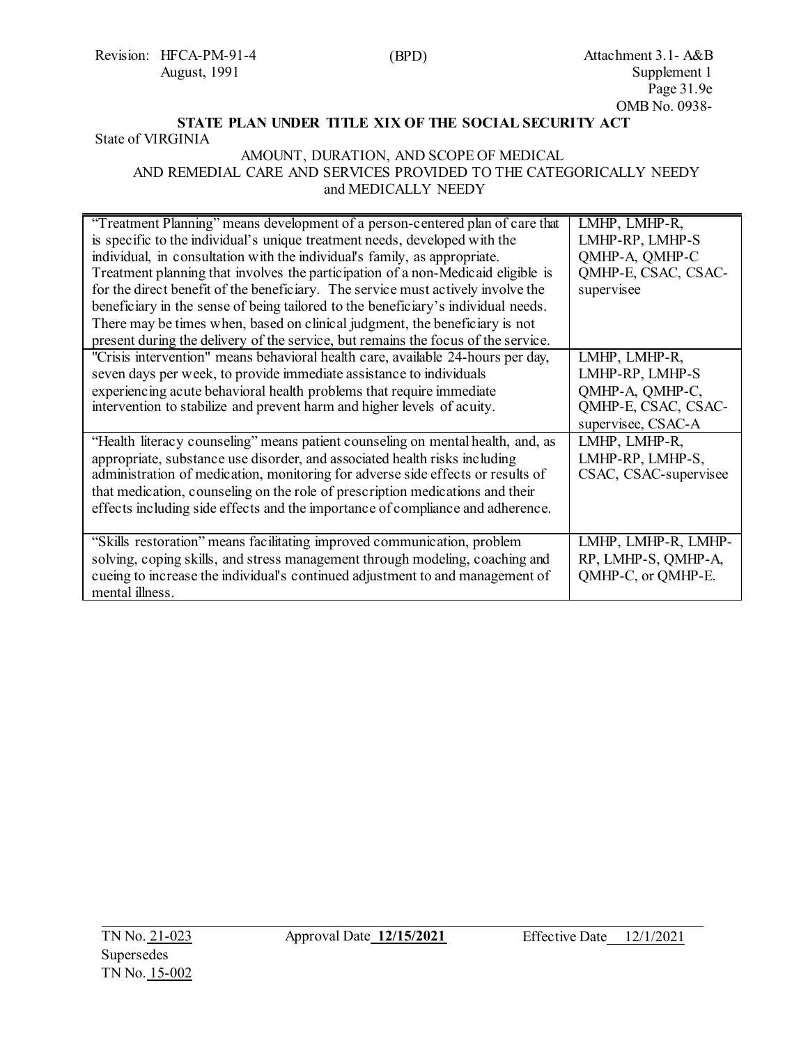STATE PLAN UNDER TITLE XIX OF THE SOCIAL SECURITY ACT

State of VIRGINIA

AMOUNT, DURATION, AND SCOPE OF MEDICAL AND REMEDIAL CARE AND SERVICES PROVIDED TO THE CATEGORICALLY NEEDY and MEDICALLY NEEDY

| | |
|---|---|
| "Treatment Planning" means development of a person-centered plan of care that is specific to the individual's unique treatment needs, developed with the individual, in consultation with the individual's family, as appropriate. Treatment planning that involves the participation of a non-Medicaid eligible is for the direct benefit of the beneficiary. The service must actively involve the beneficiary in the sense of being tailored to the beneficiary's individual needs. There may be times when, based on clinical judgment, the beneficiary is not present during the delivery of the service, but remains the focus of the service. | LMHP, LMHP-R, LMHP-RP, LMHP-S QMHP-A, QMHP-C QMHP-E, CSAC, CSAC-supervisee |
| "Crisis intervention" means behavioral health care, available 24-hours per day, seven days per week, to provide immediate assistance to individuals experiencing acute behavioral health problems that require immediate intervention to stabilize and prevent harm and higher levels of acuity. | LMHP, LMHP-R, LMHP-RP, LMHP-S QMHP-A, QMHP-C, QMHP-E, CSAC, CSAC-supervisee, CSAC-A |
| "Health literacy counseling" means patient counseling on mental health, and, as appropriate, substance use disorder, and associated health risks including administration of medication, monitoring for adverse side effects or results of that medication, counseling on the role of prescription medications and their effects including side effects and the importance of compliance and adherence. | LMHP, LMHP-R, LMHP-RP, LMHP-S, CSAC, CSAC-supervisee |
| "Skills restoration" means facilitating improved communication, problem solving, coping skills, and stress management through modeling, coaching and cueing to increase the individual's continued adjustment to and management of mental illness. | LMHP, LMHP-R, LMHP-RP, LMHP-S, QMHP-A, QMHP-C, or QMHP-E. |

TN No. 21-023 Approval Date **12/15/2021** Effective Date 12/1/2021
Supersedes
TN No. 15-002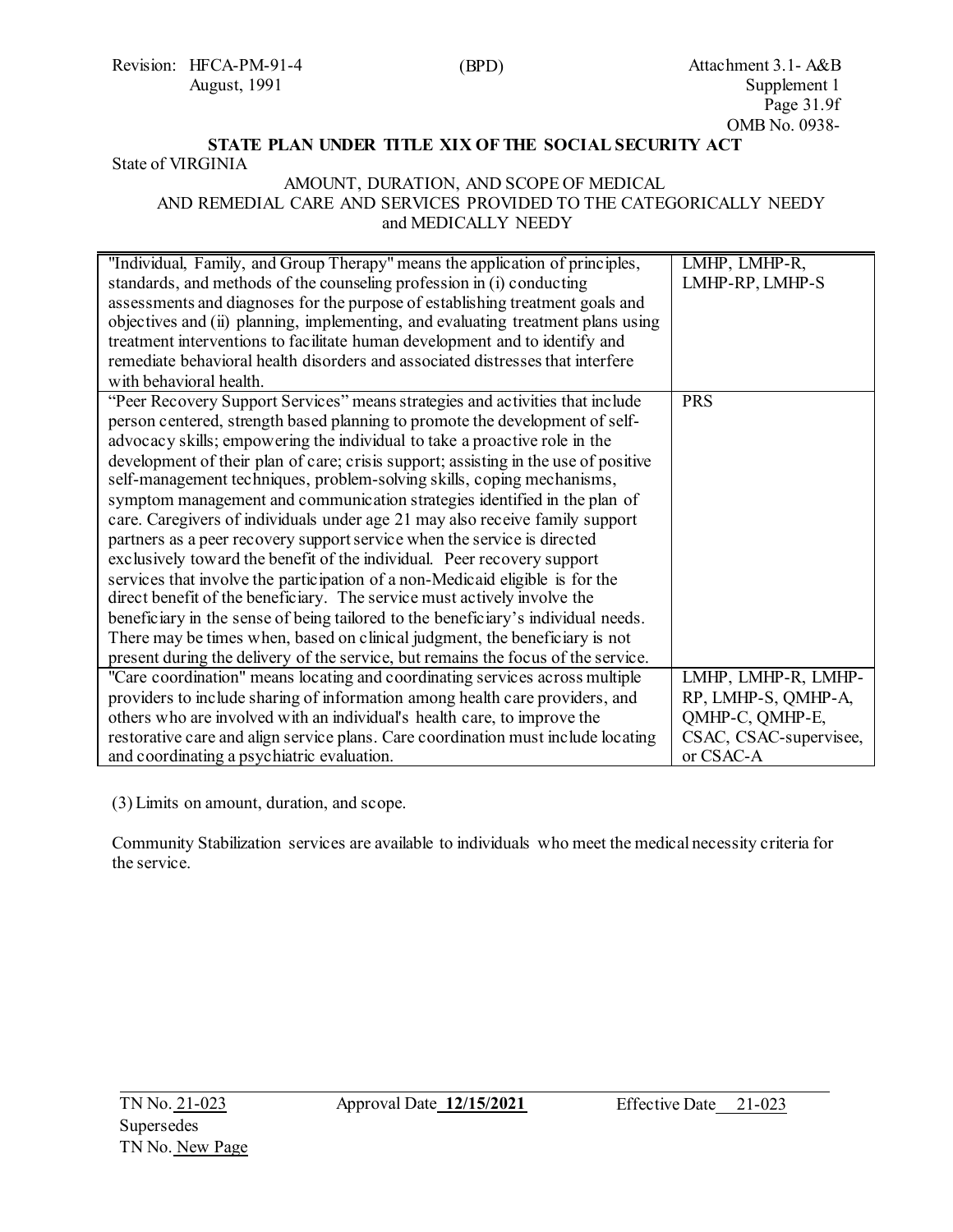STATE PLAN UNDER TITLE XIX OF THE SOCIAL SECURITY ACT

State of VIRGINIA

AMOUNT, DURATION, AND SCOPE OF MEDICAL AND REMEDIAL CARE AND SERVICES PROVIDED TO THE CATEGORICALLY NEEDY and MEDICALLY NEEDY

| | |
|---|---|
| "Individual, Family, and Group Therapy" means the application of principles, standards, and methods of the counseling profession in (i) conducting assessments and diagnoses for the purpose of establishing treatment goals and objectives and (ii) planning, implementing, and evaluating treatment plans using treatment interventions to facilitate human development and to identify and remediate behavioral health disorders and associated distresses that interfere with behavioral health. | LMHP, LMHP-R, LMHP-RP, LMHP-S |
| "Peer Recovery Support Services" means strategies and activities that include person centered, strength based planning to promote the development of self-advocacy skills; empowering the individual to take a proactive role in the development of their plan of care; crisis support; assisting in the use of positive self-management techniques, problem-solving skills, coping mechanisms, symptom management and communication strategies identified in the plan of care. Caregivers of individuals under age 21 may also receive family support partners as a peer recovery support service when the service is directed exclusively toward the benefit of the individual. Peer recovery support services that involve the participation of a non-Medicaid eligible is for the direct benefit of the beneficiary. The service must actively involve the beneficiary in the sense of being tailored to the beneficiary's individual needs. There may be times when, based on clinical judgment, the beneficiary is not present during the delivery of the service, but remains the focus of the service. | PRS |
| "Care coordination" means locating and coordinating services across multiple providers to include sharing of information among health care providers, and others who are involved with an individual's health care, to improve the restorative care and align service plans. Care coordination must include locating and coordinating a psychiatric evaluation. | LMHP, LMHP-R, LMHP-RP, LMHP-S, QMHP-A, QMHP-C, QMHP-E, CSAC, CSAC-supervisee, or CSAC-A |

(3) Limits on amount, duration, and scope.

Community Stabilization services are available to individuals who meet the medical necessity criteria for the service.

TN No. 21-023 Approval Date **12/15/2021** Effective Date 21-023

Supersedes

TN No. New Page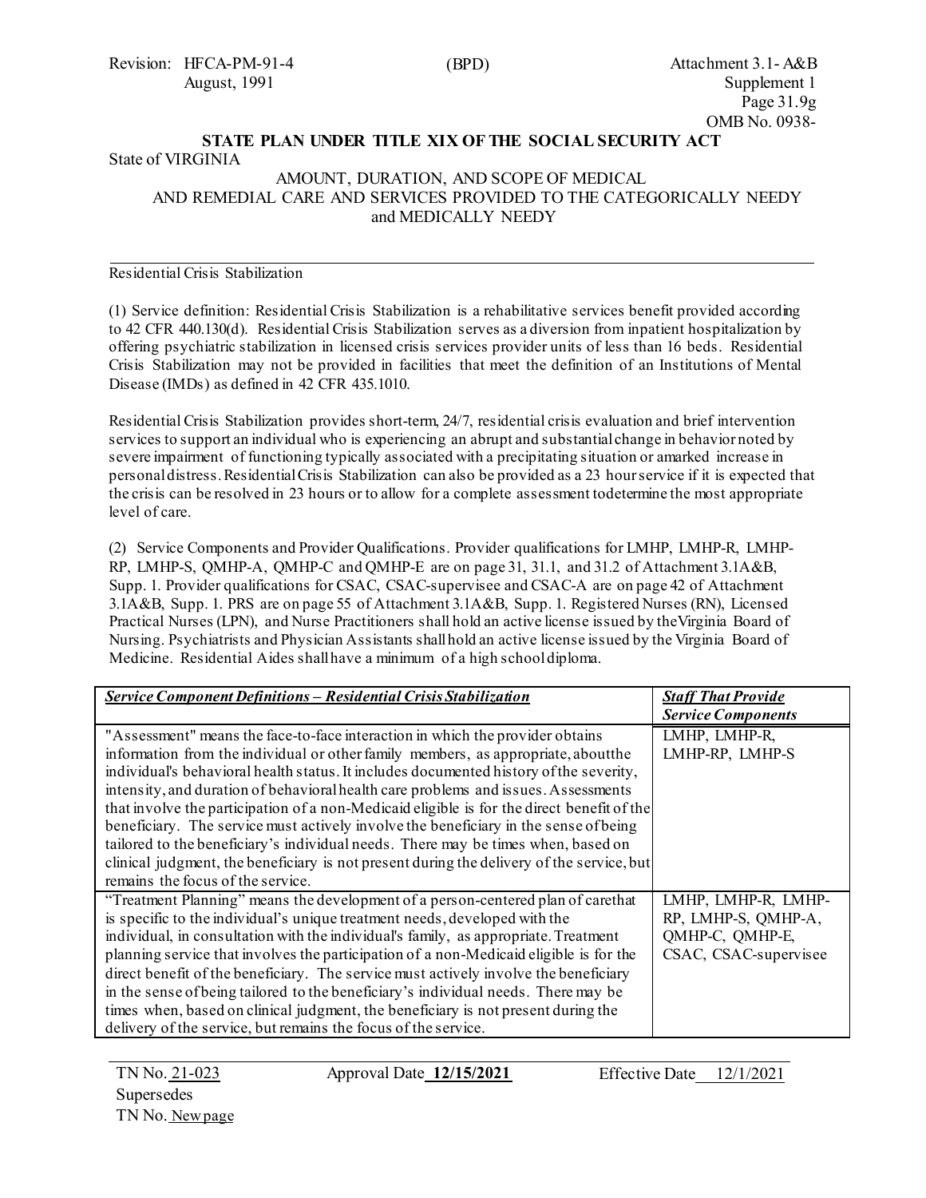**STATE PLAN UNDER TITLE XIX OF THE SOCIAL SECURITY ACT**

State of VIRGINIA

AMOUNT, DURATION, AND SCOPE OF MEDICAL AND REMEDIAL CARE AND SERVICES PROVIDED TO THE CATEGORICALLY NEEDY and MEDICALLY NEEDY

Residential Crisis Stabilization

(1) Service definition: Residential Crisis Stabilization is a rehabilitative services benefit provided according to 42 CFR 440.130(d). Residential Crisis Stabilization serves as a diversion from inpatient hospitalization by offering psychiatric stabilization in licensed crisis services provider units of less than 16 beds. Residential Crisis Stabilization may not be provided in facilities that meet the definition of an Institutions of Mental Disease (IMDs) as defined in 42 CFR 435.1010.

Residential Crisis Stabilization provides short-term, 24/7, residential crisis evaluation and brief intervention services to support an individual who is experiencing an abrupt and substantial change in behavior noted by severe impairment of functioning typically associated with a precipitating situation or a marked increase in personal distress. Residential Crisis Stabilization can also be provided as a 23 hour service if it is expected that the crisis can be resolved in 23 hours or to allow for a complete assessment to determine the most appropriate level of care.

(2) Service Components and Provider Qualifications. Provider qualifications for LMHP, LMHP-R, LMHP-RP, LMHP-S, QMHP-A, QMHP-C and QMHP-E are on page 31, 31.1, and 31.2 of Attachment 3.1A&B, Supp. 1. Provider qualifications for CSAC, CSAC-supervisee and CSAC-A are on page 42 of Attachment 3.1A&B, Supp. 1. PRS are on page 55 of Attachment 3.1A&B, Supp. 1. Registered Nurses (RN), Licensed Practical Nurses (LPN), and Nurse Practitioners shall hold an active license issued by the Virginia Board of Nursing. Psychiatrists and Physician Assistants shall hold an active license issued by the Virginia Board of Medicine. Residential Aides shall have a minimum of a high school diploma.

| ***Service Component Definitions – Residential Crisis Stabilization*** | ***Staff That Provide Service Components*** |
|---|---|
| "Assessment" means the face-to-face interaction in which the provider obtains information from the individual or other family members, as appropriate, about the individual's behavioral health status. It includes documented history of the severity, intensity, and duration of behavioral health care problems and issues. Assessments that involve the participation of a non-Medicaid eligible is for the direct benefit of the beneficiary. The service must actively involve the beneficiary in the sense of being tailored to the beneficiary's individual needs. There may be times when, based on clinical judgment, the beneficiary is not present during the delivery of the service, but remains the focus of the service. | LMHP, LMHP-R, LMHP-RP, LMHP-S |
| "Treatment Planning" means the development of a person-centered plan of care that is specific to the individual's unique treatment needs, developed with the individual, in consultation with the individual's family, as appropriate. Treatment planning service that involves the participation of a non-Medicaid eligible is for the direct benefit of the beneficiary. The service must actively involve the beneficiary in the sense of being tailored to the beneficiary's individual needs. There may be times when, based on clinical judgment, the beneficiary is not present during the delivery of the service, but remains the focus of the service. | LMHP, LMHP-R, LMHP-RP, LMHP-S, QMHP-A, QMHP-C, QMHP-E, CSAC, CSAC-supervisee |

TN No. 21-023 Approval Date **12/15/2021** Effective Date 12/1/2021

Supersedes

TN No. New page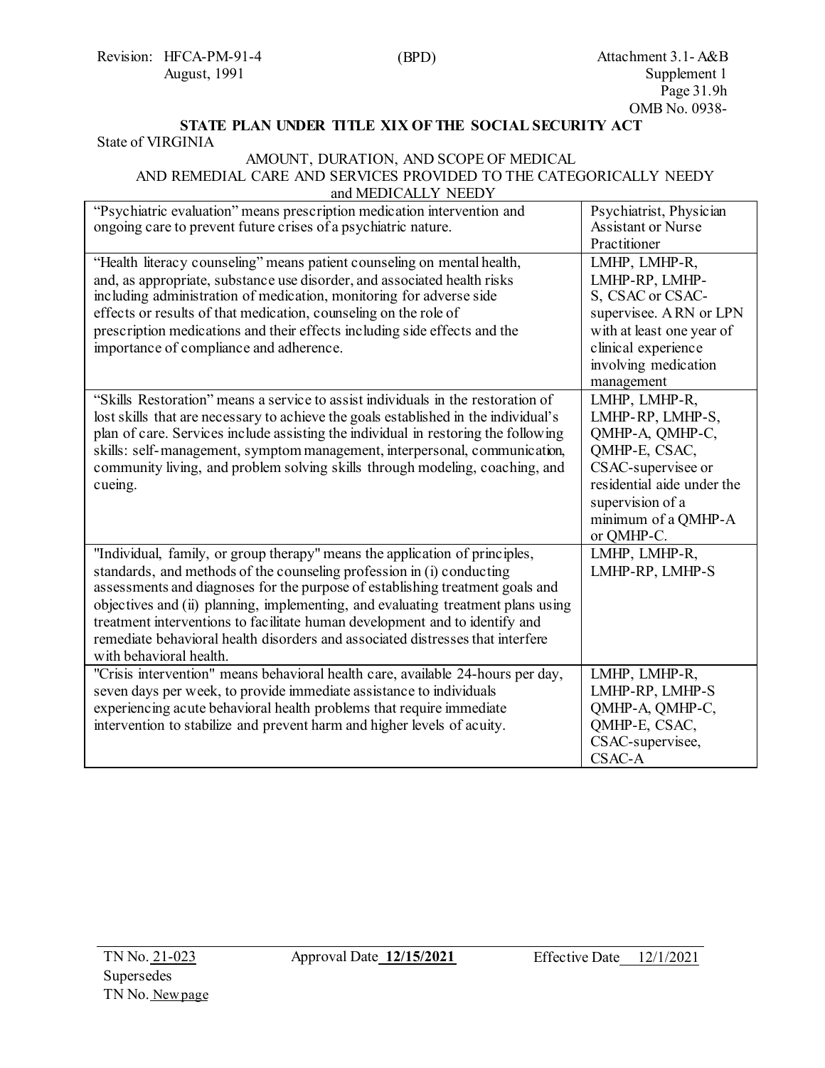**STATE PLAN UNDER TITLE XIX OF THE SOCIAL SECURITY ACT**

State of VIRGINIA

AMOUNT, DURATION, AND SCOPE OF MEDICAL AND REMEDIAL CARE AND SERVICES PROVIDED TO THE CATEGORICALLY NEEDY and MEDICALLY NEEDY

| | |
|---|---|
| "Psychiatric evaluation" means prescription medication intervention and ongoing care to prevent future crises of a psychiatric nature. | Psychiatrist, Physician Assistant or Nurse Practitioner |
| "Health literacy counseling" means patient counseling on mental health, and, as appropriate, substance use disorder, and associated health risks including administration of medication, monitoring for adverse side effects or results of that medication, counseling on the role of prescription medications and their effects including side effects and the importance of compliance and adherence. | LMHP, LMHP-R, LMHP-RP, LMHP-S, CSAC or CSAC-supervisee. A RN or LPN with at least one year of clinical experience involving medication management |
| "Skills Restoration" means a service to assist individuals in the restoration of lost skills that are necessary to achieve the goals established in the individual's plan of care. Services include assisting the individual in restoring the following skills: self-management, symptom management, interpersonal, communication, community living, and problem solving skills through modeling, coaching, and cueing. | LMHP, LMHP-R, LMHP-RP, LMHP-S, QMHP-A, QMHP-C, QMHP-E, CSAC, CSAC-supervisee or residential aide under the supervision of a minimum of a QMHP-A or QMHP-C. |
| "Individual, family, or group therapy" means the application of principles, standards, and methods of the counseling profession in (i) conducting assessments and diagnoses for the purpose of establishing treatment goals and objectives and (ii) planning, implementing, and evaluating treatment plans using treatment interventions to facilitate human development and to identify and remediate behavioral health disorders and associated distresses that interfere with behavioral health. | LMHP, LMHP-R, LMHP-RP, LMHP-S |
| "Crisis intervention" means behavioral health care, available 24-hours per day, seven days per week, to provide immediate assistance to individuals experiencing acute behavioral health problems that require immediate intervention to stabilize and prevent harm and higher levels of acuity. | LMHP, LMHP-R, LMHP-RP, LMHP-S QMHP-A, QMHP-C, QMHP-E, CSAC, CSAC-supervisee, CSAC-A |

TN No. 21-023 Approval Date **12/15/2021** Effective Date 12/1/2021

Supersedes

TN No. New page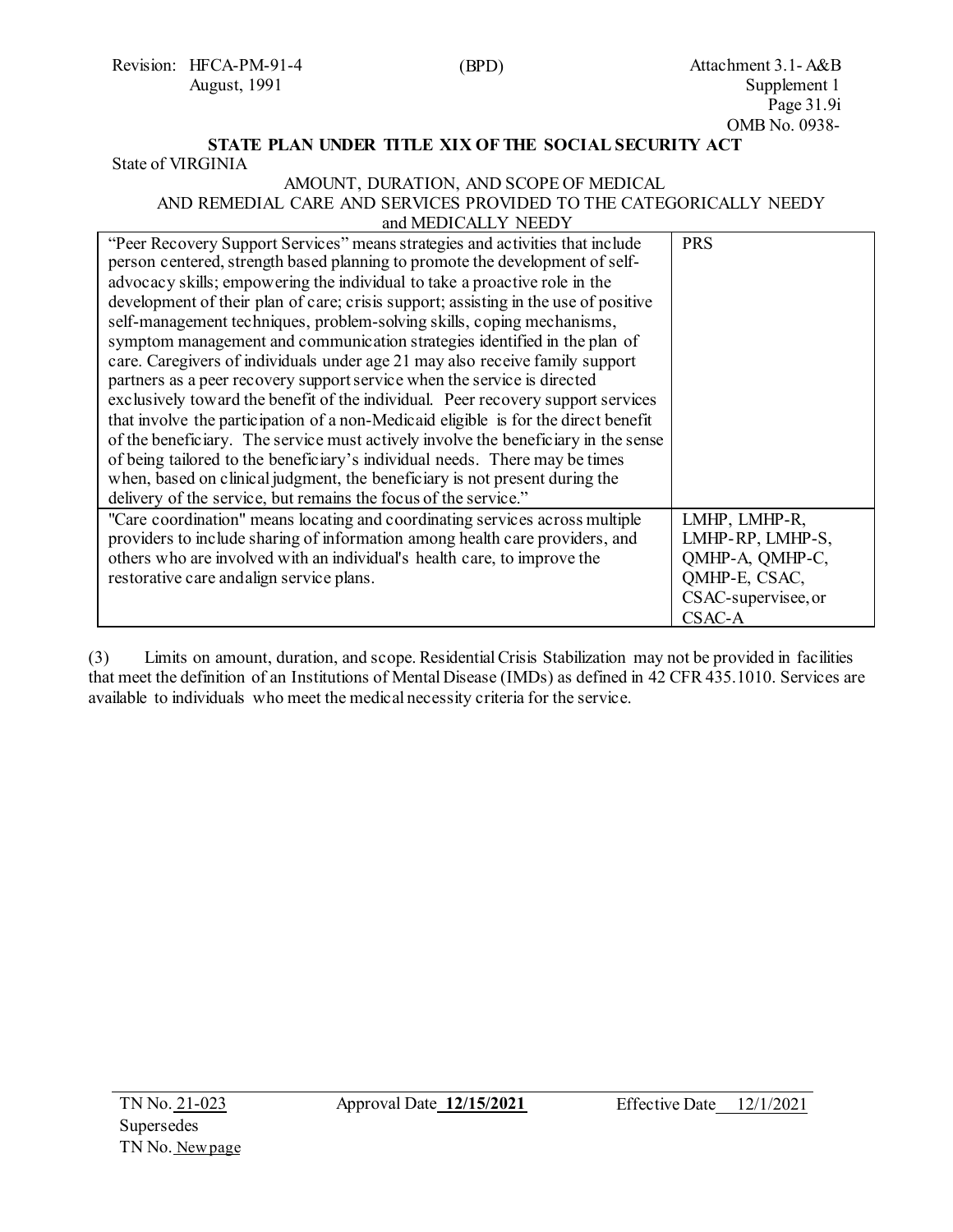| | |
|---|---|
| "Peer Recovery Support Services" means strategies and activities that include person centered, strength based planning to promote the development of self-advocacy skills; empowering the individual to take a proactive role in the development of their plan of care; crisis support; assisting in the use of positive self-management techniques, problem-solving skills, coping mechanisms, symptom management and communication strategies identified in the plan of care. Caregivers of individuals under age 21 may also receive family support partners as a peer recovery support service when the service is directed exclusively toward the benefit of the individual. Peer recovery support services that involve the participation of a non-Medicaid eligible is for the direct benefit of the beneficiary. The service must actively involve the beneficiary in the sense of being tailored to the beneficiary's individual needs. There may be times when, based on clinical judgment, the beneficiary is not present during the delivery of the service, but remains the focus of the service." | PRS |
| "Care coordination" means locating and coordinating services across multiple providers to include sharing of information among health care providers, and others who are involved with an individual's health care, to improve the restorative care andalign service plans. | LMHP, LMHP-R, LMHP-RP, LMHP-S, QMHP-A, QMHP-C, QMHP-E, CSAC, CSAC-supervisee, or CSAC-A |

(3) Limits on amount, duration, and scope. Residential Crisis Stabilization may not be provided in facilities that meet the definition of an Institutions of Mental Disease (IMDs) as defined in 42 CFR 435.1010. Services are available to individuals who meet the medical necessity criteria for the service.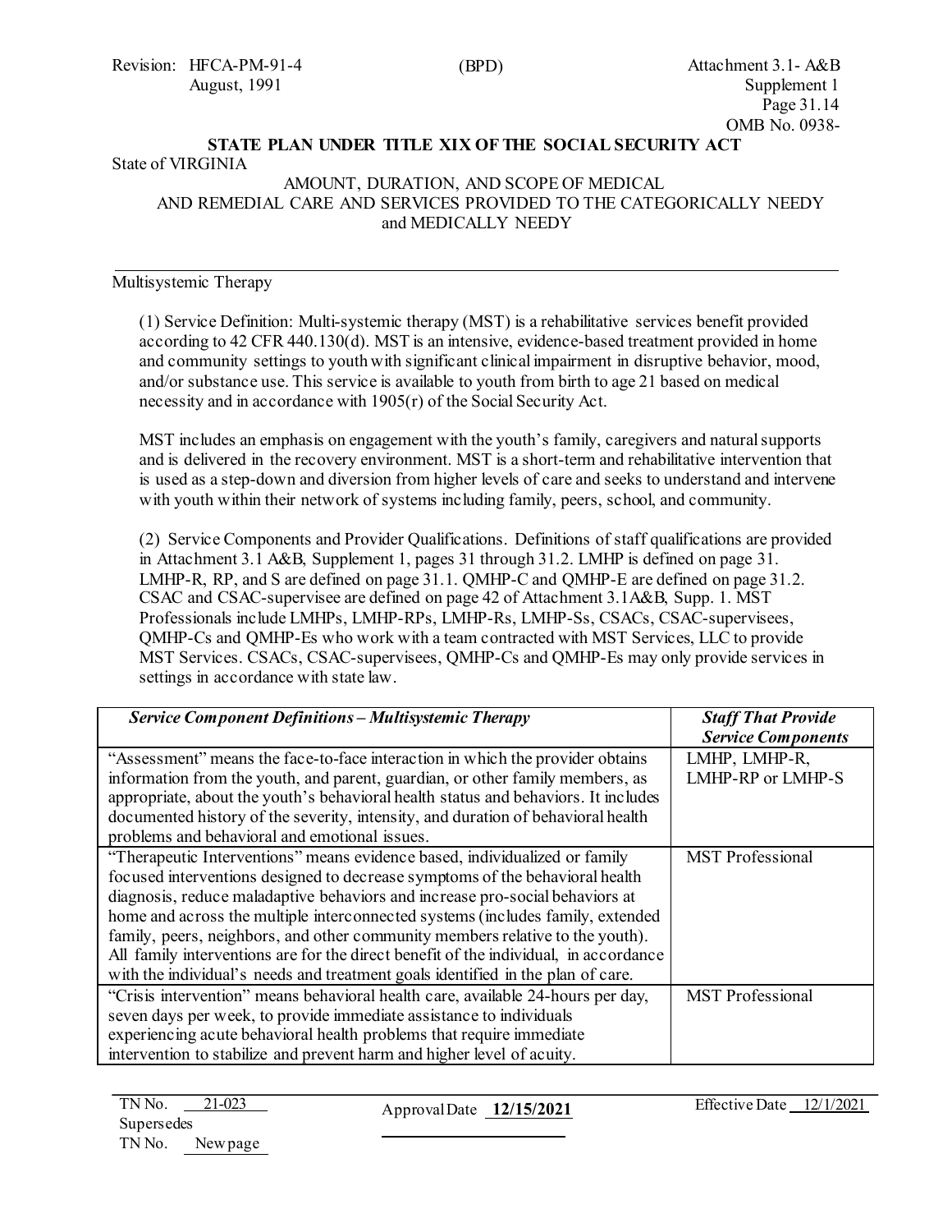**STATE PLAN UNDER TITLE XIX OF THE SOCIAL SECURITY ACT**

State of VIRGINIA

AMOUNT, DURATION, AND SCOPE OF MEDICAL AND REMEDIAL CARE AND SERVICES PROVIDED TO THE CATEGORICALLY NEEDY and MEDICALLY NEEDY

---

Multisystemic Therapy

(1) Service Definition: Multi-systemic therapy (MST) is a rehabilitative services benefit provided according to 42 CFR 440.130(d). MST is an intensive, evidence-based treatment provided in home and community settings to youth with significant clinical impairment in disruptive behavior, mood, and/or substance use. This service is available to youth from birth to age 21 based on medical necessity and in accordance with 1905(r) of the Social Security Act.

MST includes an emphasis on engagement with the youth's family, caregivers and natural supports and is delivered in the recovery environment. MST is a short-term and rehabilitative intervention that is used as a step-down and diversion from higher levels of care and seeks to understand and intervene with youth within their network of systems including family, peers, school, and community.

(2) Service Components and Provider Qualifications. Definitions of staff qualifications are provided in Attachment 3.1 A&B, Supplement 1, pages 31 through 31.2. LMHP is defined on page 31. LMHP-R, RP, and S are defined on page 31.1. QMHP-C and QMHP-E are defined on page 31.2. CSAC and CSAC-supervisee are defined on page 42 of Attachment 3.1A&B, Supp. 1. MST Professionals include LMHPs, LMHP-RPs, LMHP-Rs, LMHP-Ss, CSACs, CSAC-supervisees, QMHP-Cs and QMHP-Es who work with a team contracted with MST Services, LLC to provide MST Services. CSACs, CSAC-supervisees, QMHP-Cs and QMHP-Es may only provide services in settings in accordance with state law.

| ***Service Component Definitions – Multisystemic Therapy*** | ***Staff That Provide Service Components*** |
|---|---|
| "Assessment" means the face-to-face interaction in which the provider obtains information from the youth, and parent, guardian, or other family members, as appropriate, about the youth's behavioral health status and behaviors. It includes documented history of the severity, intensity, and duration of behavioral health problems and behavioral and emotional issues. | LMHP, LMHP-R, LMHP-RP or LMHP-S |
| "Therapeutic Interventions" means evidence based, individualized or family focused interventions designed to decrease symptoms of the behavioral health diagnosis, reduce maladaptive behaviors and increase pro-social behaviors at home and across the multiple interconnected systems (includes family, extended family, peers, neighbors, and other community members relative to the youth). All family interventions are for the direct benefit of the individual, in accordance with the individual's needs and treatment goals identified in the plan of care. | MST Professional |
| "Crisis intervention" means behavioral health care, available 24-hours per day, seven days per week, to provide immediate assistance to individuals experiencing acute behavioral health problems that require immediate intervention to stabilize and prevent harm and higher level of acuity. | MST Professional |

TN No. 21-023 Approval Date **12/15/2021** Effective Date 12/1/2021
Supersedes
TN No. New page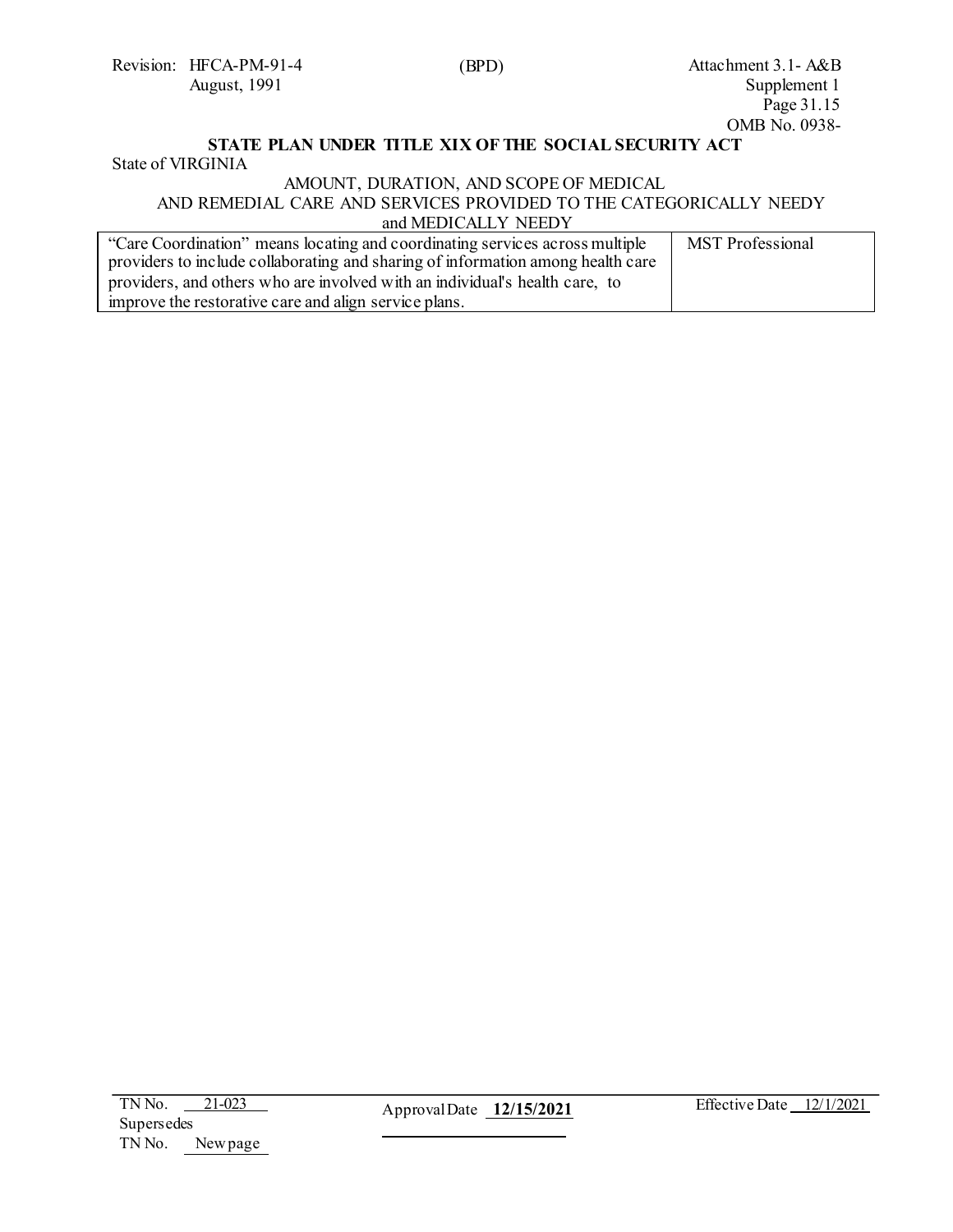**STATE PLAN UNDER TITLE XIX OF THE SOCIAL SECURITY ACT**

State of VIRGINIA

AMOUNT, DURATION, AND SCOPE OF MEDICAL AND REMEDIAL CARE AND SERVICES PROVIDED TO THE CATEGORICALLY NEEDY and MEDICALLY NEEDY

| | |
|---|---|
| "Care Coordination" means locating and coordinating services across multiple providers to include collaborating and sharing of information among health care providers, and others who are involved with an individual's health care, to improve the restorative care and align service plans. | MST Professional |

TN No. 21-023 Approval Date **12/15/2021** Effective Date 12/1/2021
Supersedes
TN No. New page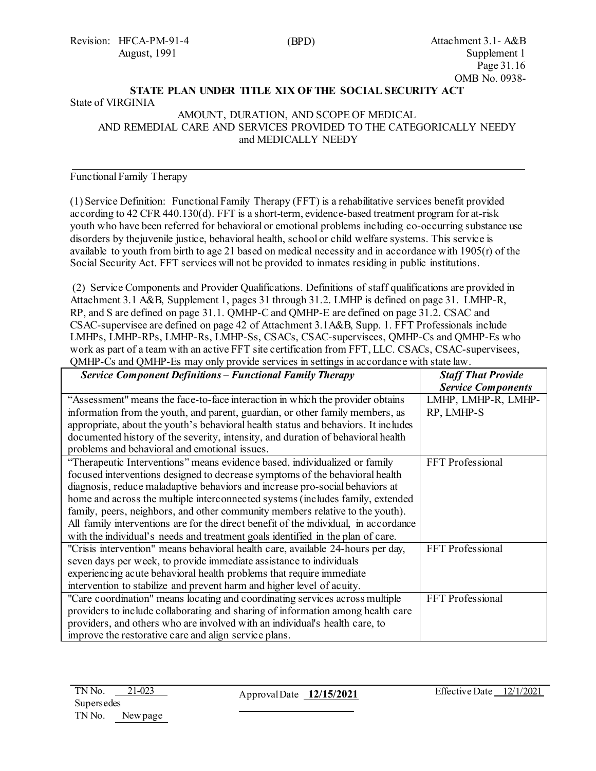**STATE PLAN UNDER TITLE XIX OF THE SOCIAL SECURITY ACT**

State of VIRGINIA

AMOUNT, DURATION, AND SCOPE OF MEDICAL AND REMEDIAL CARE AND SERVICES PROVIDED TO THE CATEGORICALLY NEEDY and MEDICALLY NEEDY

---

Functional Family Therapy

(1) Service Definition: Functional Family Therapy (FFT) is a rehabilitative services benefit provided according to 42 CFR 440.130(d). FFT is a short-term, evidence-based treatment program for at-risk youth who have been referred for behavioral or emotional problems including co-occurring substance use disorders by thejuvenile justice, behavioral health, school or child welfare systems. This service is available to youth from birth to age 21 based on medical necessity and in accordance with 1905(r) of the Social Security Act. FFT services will not be provided to inmates residing in public institutions.

(2) Service Components and Provider Qualifications. Definitions of staff qualifications are provided in Attachment 3.1 A&B, Supplement 1, pages 31 through 31.2. LMHP is defined on page 31. LMHP-R, RP, and S are defined on page 31.1. QMHP-C and QMHP-E are defined on page 31.2. CSAC and CSAC-supervisee are defined on page 42 of Attachment 3.1A&B, Supp. 1. FFT Professionals include LMHPs, LMHP-RPs, LMHP-Rs, LMHP-Ss, CSACs, CSAC-supervisees, QMHP-Cs and QMHP-Es who work as part of a team with an active FFT site certification from FFT, LLC. CSACs, CSAC-supervisees, QMHP-Cs and QMHP-Es may only provide services in settings in accordance with state law.

| ***Service Component Definitions – Functional Family Therapy*** | ***Staff That Provide Service Components*** |
|---|---|
| "Assessment" means the face-to-face interaction in which the provider obtains information from the youth, and parent, guardian, or other family members, as appropriate, about the youth's behavioral health status and behaviors. It includes documented history of the severity, intensity, and duration of behavioral health problems and behavioral and emotional issues. | LMHP, LMHP-R, LMHP-RP, LMHP-S |
| "Therapeutic Interventions" means evidence based, individualized or family focused interventions designed to decrease symptoms of the behavioral health diagnosis, reduce maladaptive behaviors and increase pro-social behaviors at home and across the multiple interconnected systems (includes family, extended family, peers, neighbors, and other community members relative to the youth). All family interventions are for the direct benefit of the individual, in accordance with the individual's needs and treatment goals identified in the plan of care. | FFT Professional |
| "Crisis intervention" means behavioral health care, available 24-hours per day, seven days per week, to provide immediate assistance to individuals experiencing acute behavioral health problems that require immediate intervention to stabilize and prevent harm and higher level of acuity. | FFT Professional |
| "Care coordination" means locating and coordinating services across multiple providers to include collaborating and sharing of information among health care providers, and others who are involved with an individual's health care, to improve the restorative care and align service plans. | FFT Professional |

TN No. 21-023 Approval Date **12/15/2021** Effective Date 12/1/2021
Supersedes
TN No. New page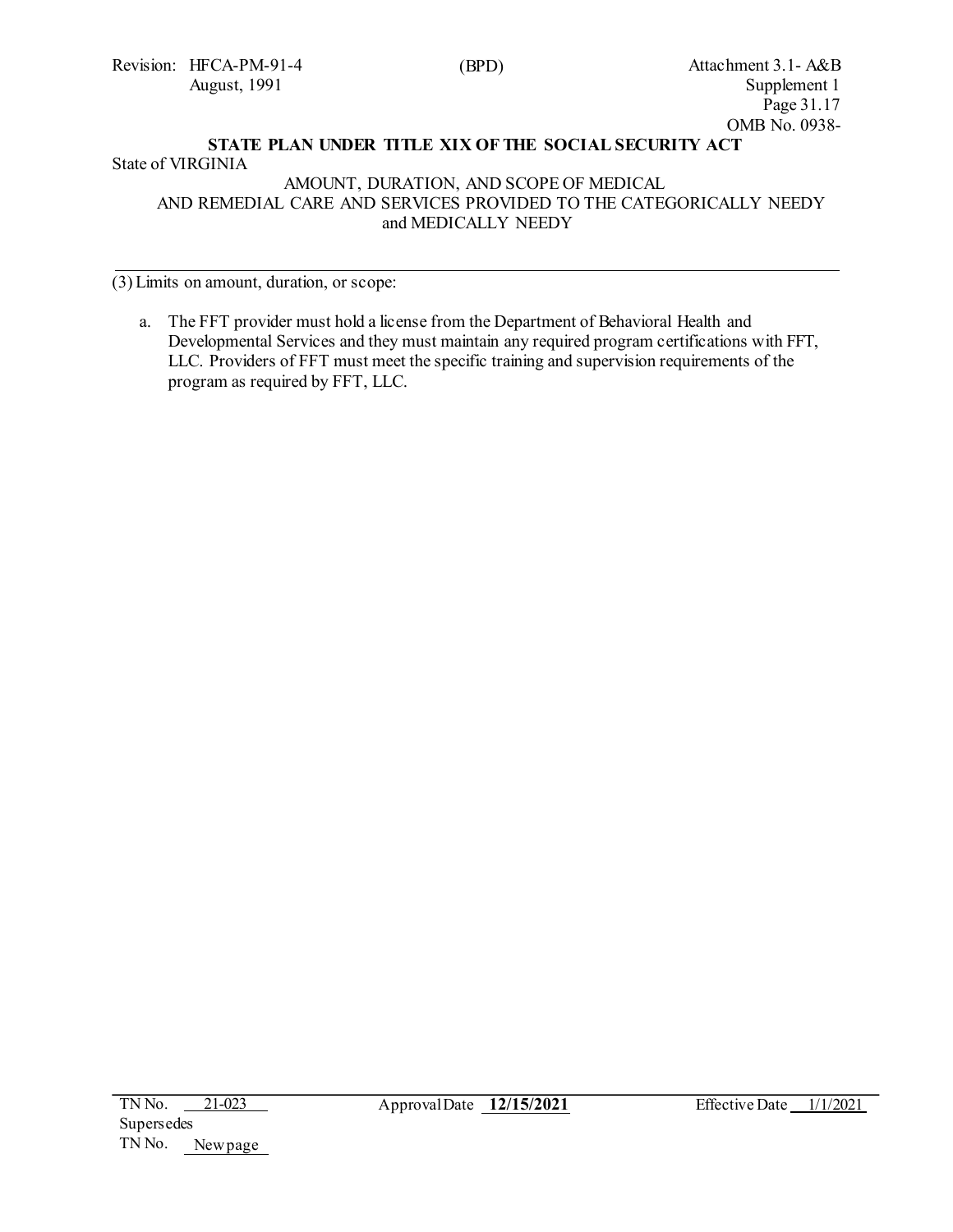**STATE PLAN UNDER TITLE XIX OF THE SOCIAL SECURITY ACT**

State of VIRGINIA

AMOUNT, DURATION, AND SCOPE OF MEDICAL AND REMEDIAL CARE AND SERVICES PROVIDED TO THE CATEGORICALLY NEEDY and MEDICALLY NEEDY

---

(3) Limits on amount, duration, or scope:

a. The FFT provider must hold a license from the Department of Behavioral Health and Developmental Services and they must maintain any required program certifications with FFT, LLC. Providers of FFT must meet the specific training and supervision requirements of the program as required by FFT, LLC.

| TN No. 21-023 | Approval Date **12/15/2021** | Effective Date 1/1/2021 |
| --- | --- | --- |
| Supersedes TN No. New page | | |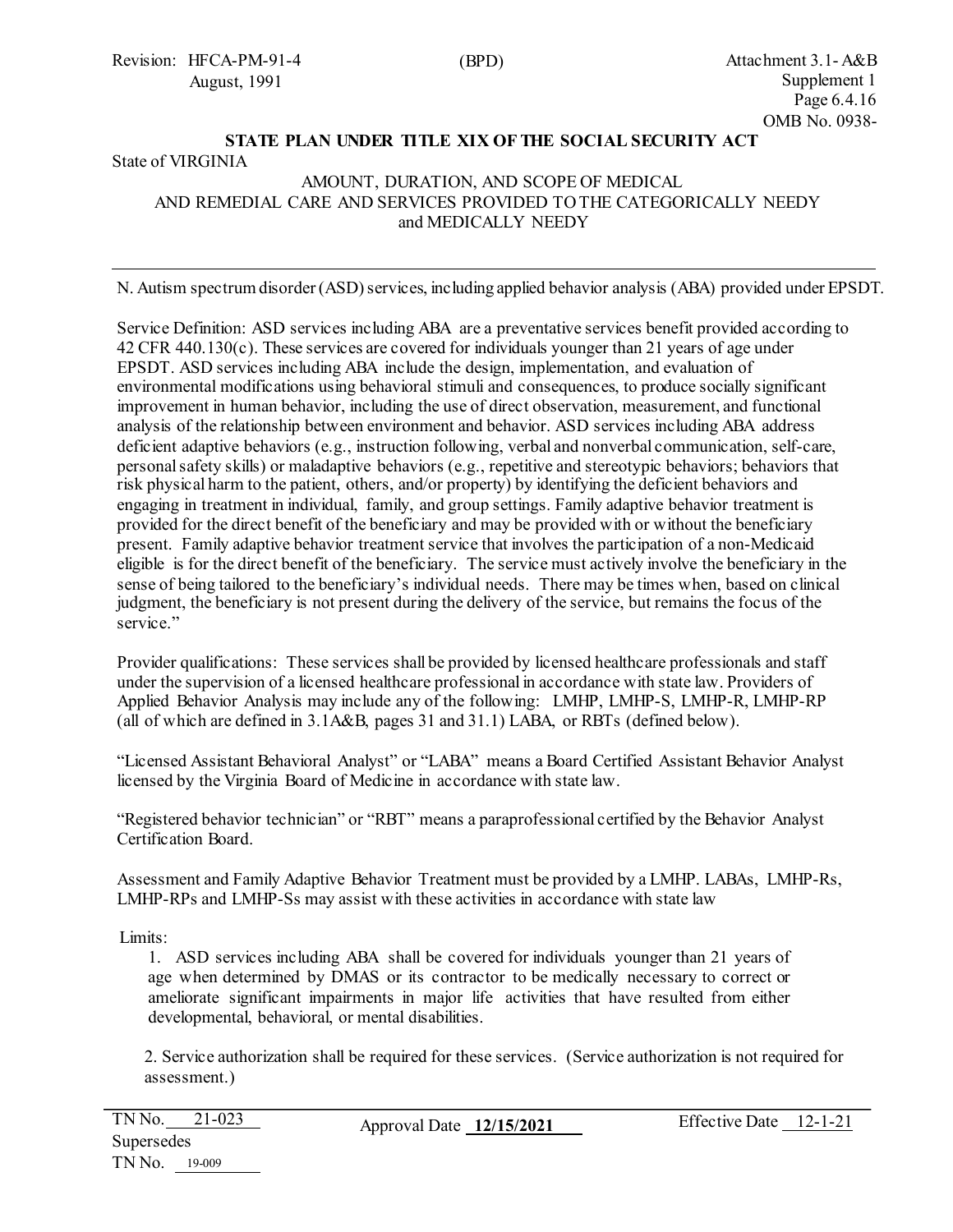**STATE PLAN UNDER TITLE XIX OF THE SOCIAL SECURITY ACT**

State of VIRGINIA

AMOUNT, DURATION, AND SCOPE OF MEDICAL AND REMEDIAL CARE AND SERVICES PROVIDED TO THE CATEGORICALLY NEEDY and MEDICALLY NEEDY

---

N. Autism spectrum disorder (ASD) services, including applied behavior analysis (ABA) provided under EPSDT.

Service Definition: ASD services including ABA are a preventative services benefit provided according to 42 CFR 440.130(c). These services are covered for individuals younger than 21 years of age under EPSDT. ASD services including ABA include the design, implementation, and evaluation of environmental modifications using behavioral stimuli and consequences, to produce socially significant improvement in human behavior, including the use of direct observation, measurement, and functional analysis of the relationship between environment and behavior. ASD services including ABA address deficient adaptive behaviors (e.g., instruction following, verbal and nonverbal communication, self-care, personal safety skills) or maladaptive behaviors (e.g., repetitive and stereotypic behaviors; behaviors that risk physical harm to the patient, others, and/or property) by identifying the deficient behaviors and engaging in treatment in individual, family, and group settings. Family adaptive behavior treatment is provided for the direct benefit of the beneficiary and may be provided with or without the beneficiary present. Family adaptive behavior treatment service that involves the participation of a non-Medicaid eligible is for the direct benefit of the beneficiary. The service must actively involve the beneficiary in the sense of being tailored to the beneficiary's individual needs. There may be times when, based on clinical judgment, the beneficiary is not present during the delivery of the service, but remains the focus of the service."

Provider qualifications: These services shall be provided by licensed healthcare professionals and staff under the supervision of a licensed healthcare professional in accordance with state law. Providers of Applied Behavior Analysis may include any of the following: LMHP, LMHP-S, LMHP-R, LMHP-RP (all of which are defined in 3.1A&B, pages 31 and 31.1) LABA, or RBTs (defined below).

"Licensed Assistant Behavioral Analyst" or "LABA" means a Board Certified Assistant Behavior Analyst licensed by the Virginia Board of Medicine in accordance with state law.

"Registered behavior technician" or "RBT" means a paraprofessional certified by the Behavior Analyst Certification Board.

Assessment and Family Adaptive Behavior Treatment must be provided by a LMHP. LABAs, LMHP-Rs, LMHP-RPs and LMHP-Ss may assist with these activities in accordance with state law

Limits:

1. ASD services including ABA shall be covered for individuals younger than 21 years of age when determined by DMAS or its contractor to be medically necessary to correct or ameliorate significant impairments in major life activities that have resulted from either developmental, behavioral, or mental disabilities.

2. Service authorization shall be required for these services. (Service authorization is not required for assessment.)

| TN No. 21-023 | Approval Date 12/15/2021 | Effective Date 12-1-21 |
|---|---|---|
| Supersedes TN No. 19-009 | | |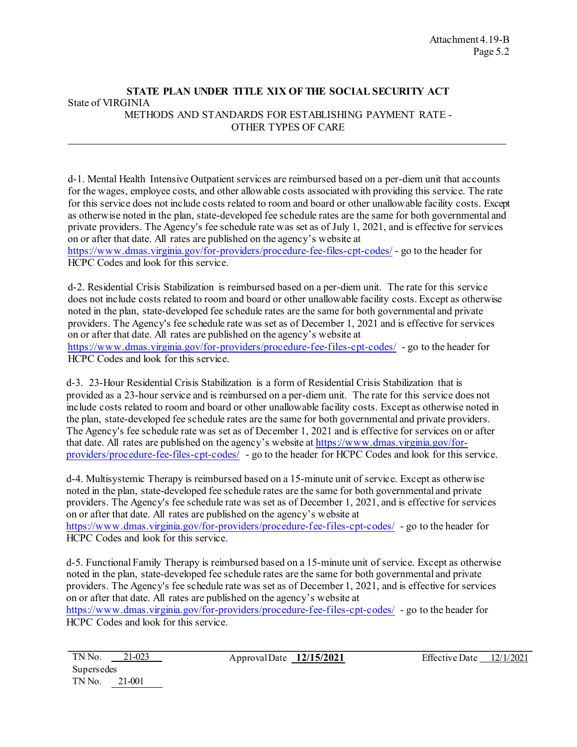**STATE PLAN UNDER TITLE XIX OF THE SOCIAL SECURITY ACT**

State of VIRGINIA

METHODS AND STANDARDS FOR ESTABLISHING PAYMENT RATE - OTHER TYPES OF CARE

---

d-1. Mental Health Intensive Outpatient services are reimbursed based on a per-diem unit that accounts for the wages, employee costs, and other allowable costs associated with providing this service. The rate for this service does not include costs related to room and board or other unallowable facility costs. Except as otherwise noted in the plan, state-developed fee schedule rates are the same for both governmental and private providers. The Agency's fee schedule rate was set as of July 1, 2021, and is effective for services on or after that date. All rates are published on the agency's website at https://www.dmas.virginia.gov/for-providers/procedure-fee-files-cpt-codes/ - go to the header for HCPC Codes and look for this service.

d-2. Residential Crisis Stabilization is reimbursed based on a per-diem unit. The rate for this service does not include costs related to room and board or other unallowable facility costs. Except as otherwise noted in the plan, state-developed fee schedule rates are the same for both governmental and private providers. The Agency's fee schedule rate was set as of December 1, 2021 and is effective for services on or after that date. All rates are published on the agency's website at https://www.dmas.virginia.gov/for-providers/procedure-fee-files-cpt-codes/ - go to the header for HCPC Codes and look for this service.

d-3. 23-Hour Residential Crisis Stabilization is a form of Residential Crisis Stabilization that is provided as a 23-hour service and is reimbursed on a per-diem unit. The rate for this service does not include costs related to room and board or other unallowable facility costs. Except as otherwise noted in the plan, state-developed fee schedule rates are the same for both governmental and private providers. The Agency's fee schedule rate was set as of December 1, 2021 and is effective for services on or after that date. All rates are published on the agency's website at https://www.dmas.virginia.gov/for-providers/procedure-fee-files-cpt-codes/ - go to the header for HCPC Codes and look for this service.

d-4. Multisystemic Therapy is reimbursed based on a 15-minute unit of service. Except as otherwise noted in the plan, state-developed fee schedule rates are the same for both governmental and private providers. The Agency's fee schedule rate was set as of December 1, 2021, and is effective for services on or after that date. All rates are published on the agency's website at https://www.dmas.virginia.gov/for-providers/procedure-fee-files-cpt-codes/ - go to the header for HCPC Codes and look for this service.

d-5. Functional Family Therapy is reimbursed based on a 15-minute unit of service. Except as otherwise noted in the plan, state-developed fee schedule rates are the same for both governmental and private providers. The Agency's fee schedule rate was set as of December 1, 2021, and is effective for services on or after that date. All rates are published on the agency's website at https://www.dmas.virginia.gov/for-providers/procedure-fee-files-cpt-codes/ - go to the header for HCPC Codes and look for this service.

---

TN No. 21-023 Approval Date **12/15/2021** Effective Date 12/1/2021

Supersedes

TN No. 21-001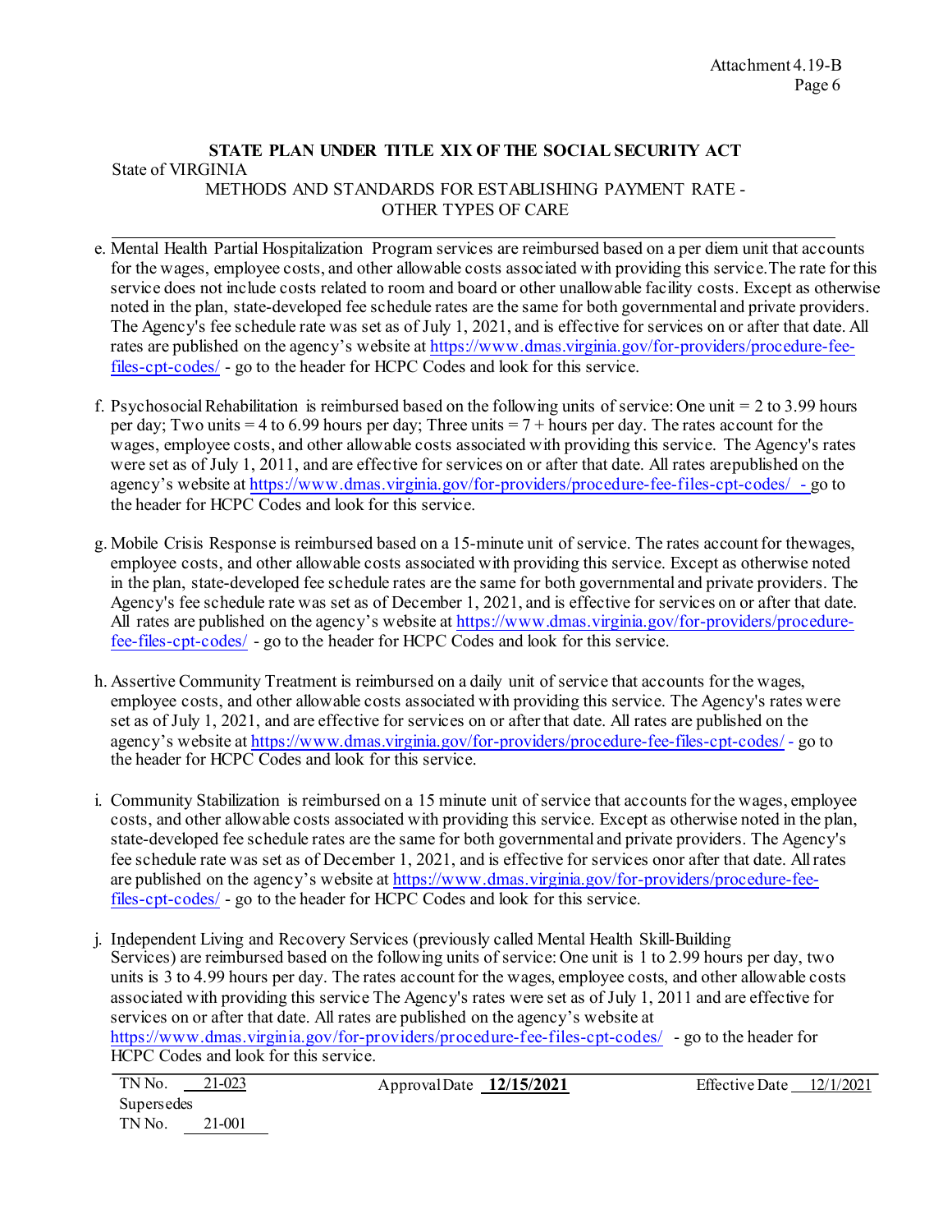**STATE PLAN UNDER TITLE XIX OF THE SOCIAL SECURITY ACT**

State of VIRGINIA

METHODS AND STANDARDS FOR ESTABLISHING PAYMENT RATE - OTHER TYPES OF CARE

---

e. Mental Health Partial Hospitalization Program services are reimbursed based on a per diem unit that accounts for the wages, employee costs, and other allowable costs associated with providing this service.The rate for this service does not include costs related to room and board or other unallowable facility costs. Except as otherwise noted in the plan, state-developed fee schedule rates are the same for both governmental and private providers. The Agency's fee schedule rate was set as of July 1, 2021, and is effective for services on or after that date. All rates are published on the agency's website at https://www.dmas.virginia.gov/for-providers/procedure-fee-files-cpt-codes/ - go to the header for HCPC Codes and look for this service.

f. Psychosocial Rehabilitation is reimbursed based on the following units of service: One unit = 2 to 3.99 hours per day; Two units = 4 to 6.99 hours per day; Three units = 7 + hours per day. The rates account for the wages, employee costs, and other allowable costs associated with providing this service. The Agency's rates were set as of July 1, 2011, and are effective for services on or after that date. All rates arepublished on the agency's website at https://www.dmas.virginia.gov/for-providers/procedure-fee-files-cpt-codes/ - go to the header for HCPC Codes and look for this service.

g. Mobile Crisis Response is reimbursed based on a 15-minute unit of service. The rates account for thewages, employee costs, and other allowable costs associated with providing this service. Except as otherwise noted in the plan, state-developed fee schedule rates are the same for both governmental and private providers. The Agency's fee schedule rate was set as of December 1, 2021, and is effective for services on or after that date. All rates are published on the agency's website at https://www.dmas.virginia.gov/for-providers/procedure-fee-files-cpt-codes/ - go to the header for HCPC Codes and look for this service.

h. Assertive Community Treatment is reimbursed on a daily unit of service that accounts for the wages, employee costs, and other allowable costs associated with providing this service. The Agency's rates were set as of July 1, 2021, and are effective for services on or after that date. All rates are published on the agency's website at https://www.dmas.virginia.gov/for-providers/procedure-fee-files-cpt-codes/ - go to the header for HCPC Codes and look for this service.

i. Community Stabilization is reimbursed on a 15 minute unit of service that accounts for the wages, employee costs, and other allowable costs associated with providing this service. Except as otherwise noted in the plan, state-developed fee schedule rates are the same for both governmental and private providers. The Agency's fee schedule rate was set as of December 1, 2021, and is effective for services onor after that date. All rates are published on the agency's website at https://www.dmas.virginia.gov/for-providers/procedure-fee-files-cpt-codes/ - go to the header for HCPC Codes and look for this service.

j. Independent Living and Recovery Services (previously called Mental Health Skill-Building Services) are reimbursed based on the following units of service: One unit is 1 to 2.99 hours per day, two units is 3 to 4.99 hours per day. The rates account for the wages, employee costs, and other allowable costs associated with providing this service The Agency's rates were set as of July 1, 2011 and are effective for services on or after that date. All rates are published on the agency's website at https://www.dmas.virginia.gov/for-providers/procedure-fee-files-cpt-codes/ - go to the header for HCPC Codes and look for this service.

---

TN No. 21-023 Approval Date **12/15/2021** Effective Date 12/1/2021

Supersedes

TN No. 21-001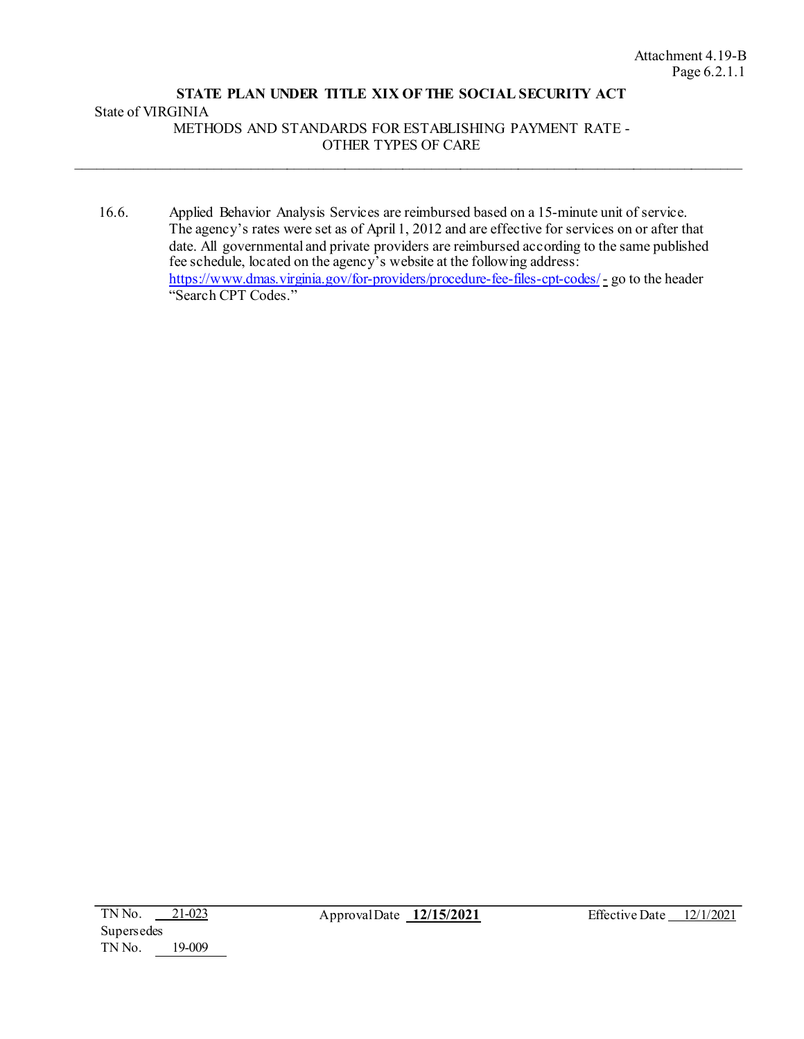16.6. Applied Behavior Analysis Services are reimbursed based on a 15-minute unit of service. The agency's rates were set as of April 1, 2012 and are effective for services on or after that date. All governmental and private providers are reimbursed according to the same published fee schedule, located on the agency's website at the following address: https://www.dmas.virginia.gov/for-providers/procedure-fee-files-cpt-codes/ - go to the header "Search CPT Codes."

TN No. 21-023 Approval Date **12/15/2021** Effective Date 12/1/2021
Supersedes
TN No. 19-009